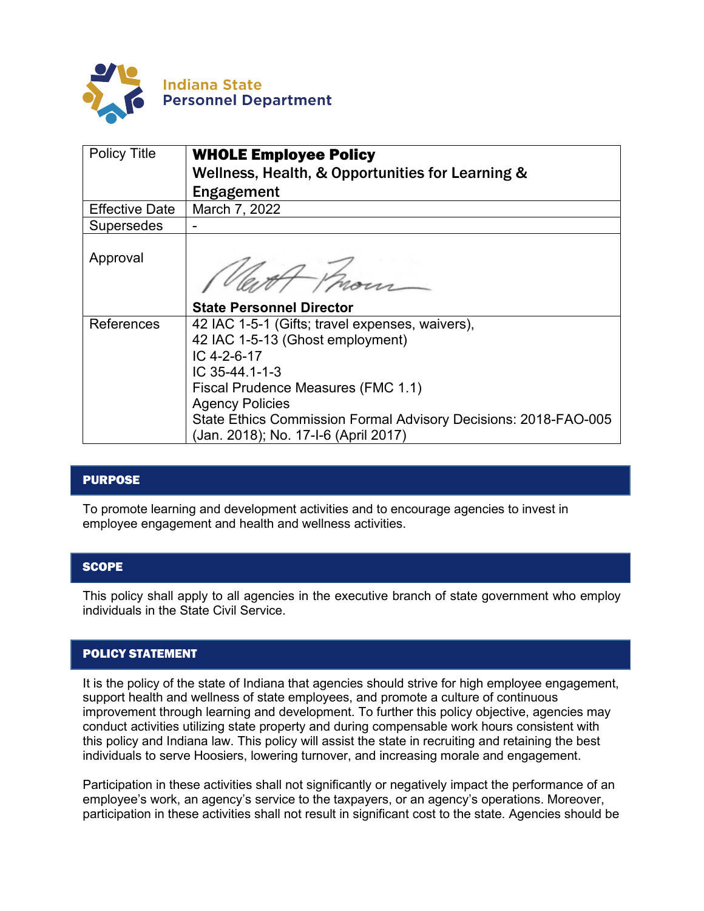Indiana State
Personnel Department

| Policy Title | **WHOLE Employee Policy**<br>**Wellness, Health, & Opportunities for Learning & Engagement** |
|---|---|
| Effective Date | March 7, 2022 |
| Supersedes | - |
| Approval | **State Personnel Director** |
| References | 42 IAC 1-5-1 (Gifts; travel expenses, waivers),<br>42 IAC 1-5-13 (Ghost employment)<br>IC 4-2-6-17<br>IC 35-44.1-1-3<br>Fiscal Prudence Measures (FMC 1.1)<br>Agency Policies<br>State Ethics Commission Formal Advisory Decisions: 2018-FAO-005 (Jan. 2018); No. 17-I-6 (April 2017) |

## PURPOSE

To promote learning and development activities and to encourage agencies to invest in employee engagement and health and wellness activities.

## SCOPE

This policy shall apply to all agencies in the executive branch of state government who employ individuals in the State Civil Service.

## POLICY STATEMENT

It is the policy of the state of Indiana that agencies should strive for high employee engagement, support health and wellness of state employees, and promote a culture of continuous improvement through learning and development. To further this policy objective, agencies may conduct activities utilizing state property and during compensable work hours consistent with this policy and Indiana law. This policy will assist the state in recruiting and retaining the best individuals to serve Hoosiers, lowering turnover, and increasing morale and engagement.

Participation in these activities shall not significantly or negatively impact the performance of an employee's work, an agency's service to the taxpayers, or an agency's operations. Moreover, participation in these activities shall not result in significant cost to the state. Agencies should be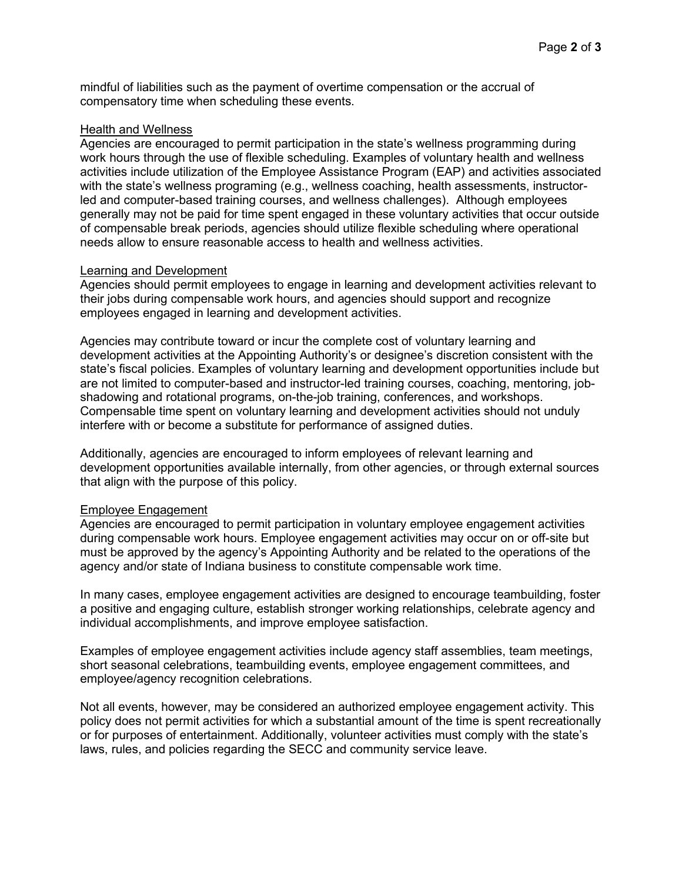mindful of liabilities such as the payment of overtime compensation or the accrual of compensatory time when scheduling these events.

<u>Health and Wellness</u>

Agencies are encouraged to permit participation in the state's wellness programming during work hours through the use of flexible scheduling. Examples of voluntary health and wellness activities include utilization of the Employee Assistance Program (EAP) and activities associated with the state's wellness programing (e.g., wellness coaching, health assessments, instructor-led and computer-based training courses, and wellness challenges). Although employees generally may not be paid for time spent engaged in these voluntary activities that occur outside of compensable break periods, agencies should utilize flexible scheduling where operational needs allow to ensure reasonable access to health and wellness activities.

<u>Learning and Development</u>

Agencies should permit employees to engage in learning and development activities relevant to their jobs during compensable work hours, and agencies should support and recognize employees engaged in learning and development activities.

Agencies may contribute toward or incur the complete cost of voluntary learning and development activities at the Appointing Authority's or designee's discretion consistent with the state's fiscal policies. Examples of voluntary learning and development opportunities include but are not limited to computer-based and instructor-led training courses, coaching, mentoring, job-shadowing and rotational programs, on-the-job training, conferences, and workshops. Compensable time spent on voluntary learning and development activities should not unduly interfere with or become a substitute for performance of assigned duties.

Additionally, agencies are encouraged to inform employees of relevant learning and development opportunities available internally, from other agencies, or through external sources that align with the purpose of this policy.

<u>Employee Engagement</u>

Agencies are encouraged to permit participation in voluntary employee engagement activities during compensable work hours. Employee engagement activities may occur on or off-site but must be approved by the agency's Appointing Authority and be related to the operations of the agency and/or state of Indiana business to constitute compensable work time.

In many cases, employee engagement activities are designed to encourage teambuilding, foster a positive and engaging culture, establish stronger working relationships, celebrate agency and individual accomplishments, and improve employee satisfaction.

Examples of employee engagement activities include agency staff assemblies, team meetings, short seasonal celebrations, teambuilding events, employee engagement committees, and employee/agency recognition celebrations.

Not all events, however, may be considered an authorized employee engagement activity. This policy does not permit activities for which a substantial amount of the time is spent recreationally or for purposes of entertainment. Additionally, volunteer activities must comply with the state's laws, rules, and policies regarding the SECC and community service leave.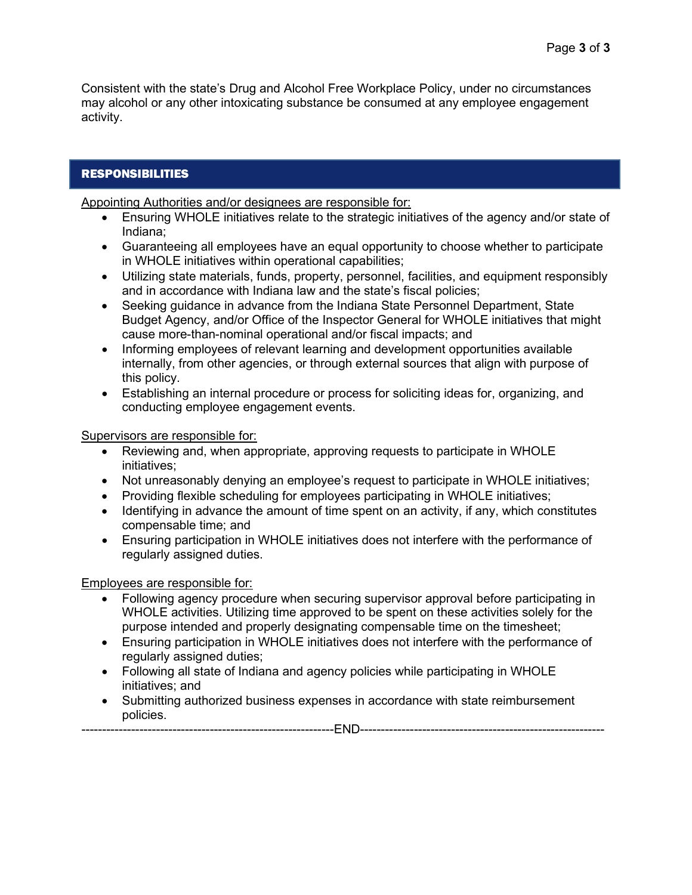Consistent with the state's Drug and Alcohol Free Workplace Policy, under no circumstances may alcohol or any other intoxicating substance be consumed at any employee engagement activity.

## RESPONSIBILITIES

Appointing Authorities and/or designees are responsible for:

- Ensuring WHOLE initiatives relate to the strategic initiatives of the agency and/or state of Indiana;
- Guaranteeing all employees have an equal opportunity to choose whether to participate in WHOLE initiatives within operational capabilities;
- Utilizing state materials, funds, property, personnel, facilities, and equipment responsibly and in accordance with Indiana law and the state's fiscal policies;
- Seeking guidance in advance from the Indiana State Personnel Department, State Budget Agency, and/or Office of the Inspector General for WHOLE initiatives that might cause more-than-nominal operational and/or fiscal impacts; and
- Informing employees of relevant learning and development opportunities available internally, from other agencies, or through external sources that align with purpose of this policy.
- Establishing an internal procedure or process for soliciting ideas for, organizing, and conducting employee engagement events.

Supervisors are responsible for:

- Reviewing and, when appropriate, approving requests to participate in WHOLE initiatives;
- Not unreasonably denying an employee's request to participate in WHOLE initiatives;
- Providing flexible scheduling for employees participating in WHOLE initiatives;
- Identifying in advance the amount of time spent on an activity, if any, which constitutes compensable time; and
- Ensuring participation in WHOLE initiatives does not interfere with the performance of regularly assigned duties.

Employees are responsible for:

- Following agency procedure when securing supervisor approval before participating in WHOLE activities. Utilizing time approved to be spent on these activities solely for the purpose intended and properly designating compensable time on the timesheet;
- Ensuring participation in WHOLE initiatives does not interfere with the performance of regularly assigned duties;
- Following all state of Indiana and agency policies while participating in WHOLE initiatives; and
- Submitting authorized business expenses in accordance with state reimbursement policies.

------------------------------------------------------------END---------------------------------------------------------